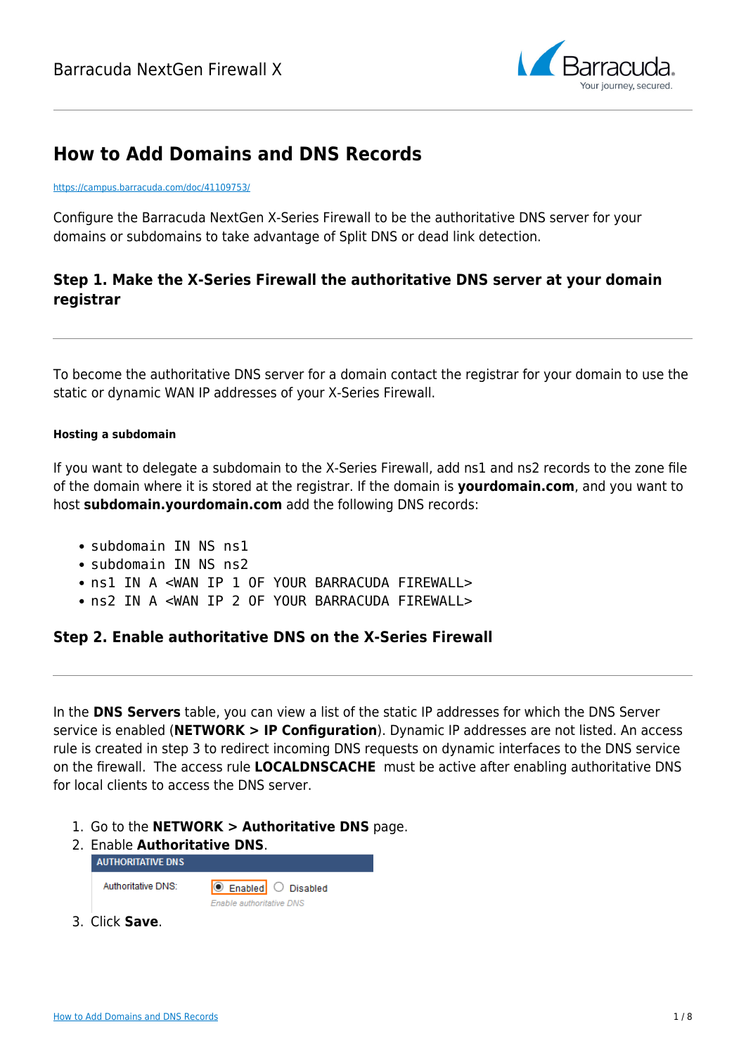# How to Add Domains and DNS Records

https://campus.barracuda.com/doc/41109753/

Configure the Barracuda NextGen X-Series Firewall to be the authoritative DNS server for your domains or subdomains to take advantage of Split DNS or dead link detection.

## Step 1. Make the X-Series Firewall the authoritative DNS server at your domain registrar

To become the authoritative DNS server for a domain contact the registrar for your domain to use the static or dynamic WAN IP addresses of your X-Series Firewall.

#### Hosting a subdomain

If you want to delegate a subdomain to the X-Series Firewall, add ns1 and ns2 records to the zone file of the domain where it is stored at the registrar. If the domain is **yourdomain.com**, and you want to host **subdomain.yourdomain.com** add the following DNS records:

- `subdomain IN NS ns1`
- `subdomain IN NS ns2`
- `ns1 IN A <WAN IP 1 OF YOUR BARRACUDA FIREWALL>`
- `ns2 IN A <WAN IP 2 OF YOUR BARRACUDA FIREWALL>`

## Step 2. Enable authoritative DNS on the X-Series Firewall

In the **DNS Servers** table, you can view a list of the static IP addresses for which the DNS Server service is enabled (**NETWORK > IP Configuration**). Dynamic IP addresses are not listed. An access rule is created in step 3 to redirect incoming DNS requests on dynamic interfaces to the DNS service on the firewall. The access rule **LOCALDNSCACHE** must be active after enabling authoritative DNS for local clients to access the DNS server.

1. Go to the **NETWORK > Authoritative DNS** page.
2. Enable **Authoritative DNS**.

   AUTHORITATIVE DNS

   Authoritative DNS: (•) Enabled ( ) Disabled

   Enable authoritative DNS
3. Click **Save**.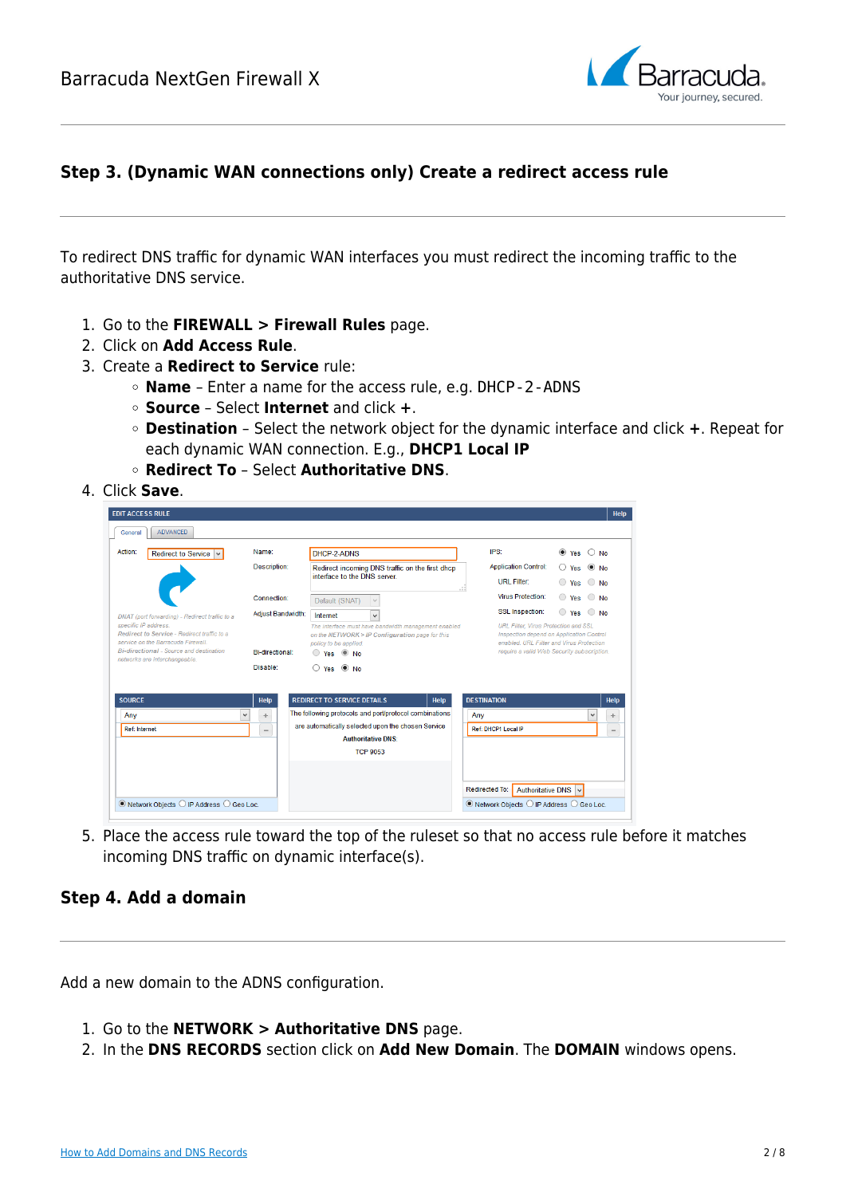## Step 3. (Dynamic WAN connections only) Create a redirect access rule

To redirect DNS traffic for dynamic WAN interfaces you must redirect the incoming traffic to the authoritative DNS service.

1. Go to the **FIREWALL > Firewall Rules** page.
2. Click on **Add Access Rule**.
3. Create a **Redirect to Service** rule:
   - **Name** – Enter a name for the access rule, e.g. DHCP-2-ADNS
   - **Source** – Select **Internet** and click **+**.
   - **Destination** – Select the network object for the dynamic interface and click **+**. Repeat for each dynamic WAN connection. E.g., **DHCP1 Local IP**
   - **Redirect To** – Select **Authoritative DNS**.
4. Click **Save**.
5. Place the access rule toward the top of the ruleset so that no access rule before it matches incoming DNS traffic on dynamic interface(s).

## Step 4. Add a domain

Add a new domain to the ADNS configuration.

1. Go to the **NETWORK > Authoritative DNS** page.
2. In the **DNS RECORDS** section click on **Add New Domain**. The **DOMAIN** windows opens.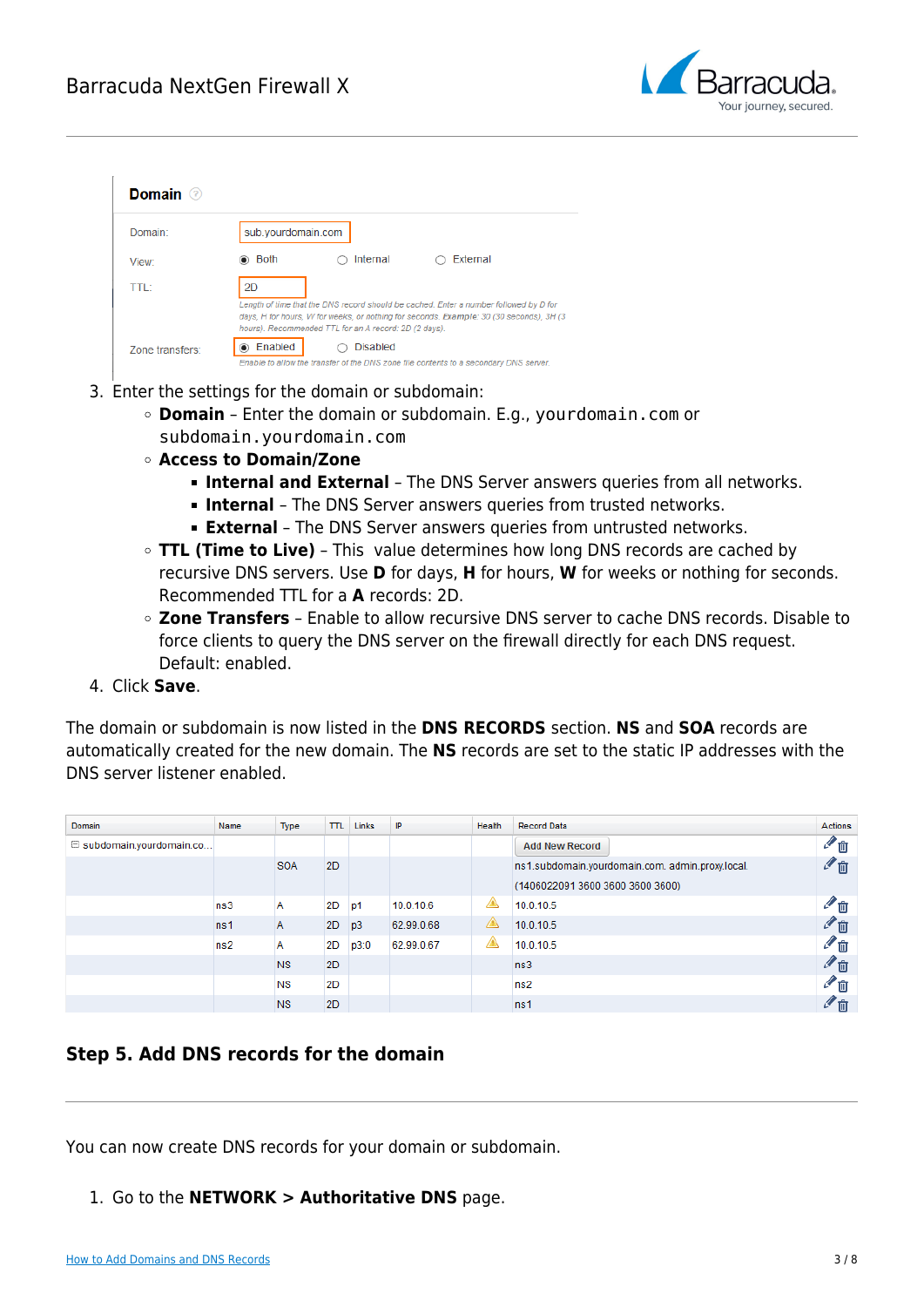**Domain**

Domain: sub.yourdomain.com

View: Both / Internal / External

TTL: 2D

Length of time that the DNS record should be cached. Enter a number followed by D for days, H for hours, W for weeks, or nothing for seconds. Example: 30 (30 seconds), 3H (3 hours). Recommended TTL for an A record: 2D (2 days).

Zone transfers: Enabled / Disabled

Enable to allow the transfer of the DNS zone file contents to a secondary DNS server.

3. Enter the settings for the domain or subdomain:
   - **Domain** – Enter the domain or subdomain. E.g., `yourdomain.com` or `subdomain.yourdomain.com`
   - **Access to Domain/Zone**
     - **Internal and External** – The DNS Server answers queries from all networks.
     - **Internal** – The DNS Server answers queries from trusted networks.
     - **External** – The DNS Server answers queries from untrusted networks.
   - **TTL (Time to Live)** – This value determines how long DNS records are cached by recursive DNS servers. Use **D** for days, **H** for hours, **W** for weeks or nothing for seconds. Recommended TTL for a **A** records: 2D.
   - **Zone Transfers** – Enable to allow recursive DNS server to cache DNS records. Disable to force clients to query the DNS server on the firewall directly for each DNS request. Default: enabled.
4. Click **Save**.

The domain or subdomain is now listed in the **DNS RECORDS** section. **NS** and **SOA** records are automatically created for the new domain. The **NS** records are set to the static IP addresses with the DNS server listener enabled.

| Domain | Name | Type | TTL | Links | IP | Health | Record Data | Actions |
|---|---|---|---|---|---|---|---|---|
| ⊟ subdomain.yourdomain.co... | | | | | | | Add New Record | |
| | | SOA | 2D | | | | ns1.subdomain.yourdomain.com. admin.proxy.local. (1406022091 3600 3600 3600 3600) | |
| | ns3 | A | 2D | p1 | 10.0.10.6 | ⚠ | 10.0.10.5 | |
| | ns1 | A | 2D | p3 | 62.99.0.68 | ⚠ | 10.0.10.5 | |
| | ns2 | A | 2D | p3:0 | 62.99.0.67 | ⚠ | 10.0.10.5 | |
| | | NS | 2D | | | | ns3 | |
| | | NS | 2D | | | | ns2 | |
| | | NS | 2D | | | | ns1 | |

### Step 5. Add DNS records for the domain

You can now create DNS records for your domain or subdomain.

1. Go to the **NETWORK > Authoritative DNS** page.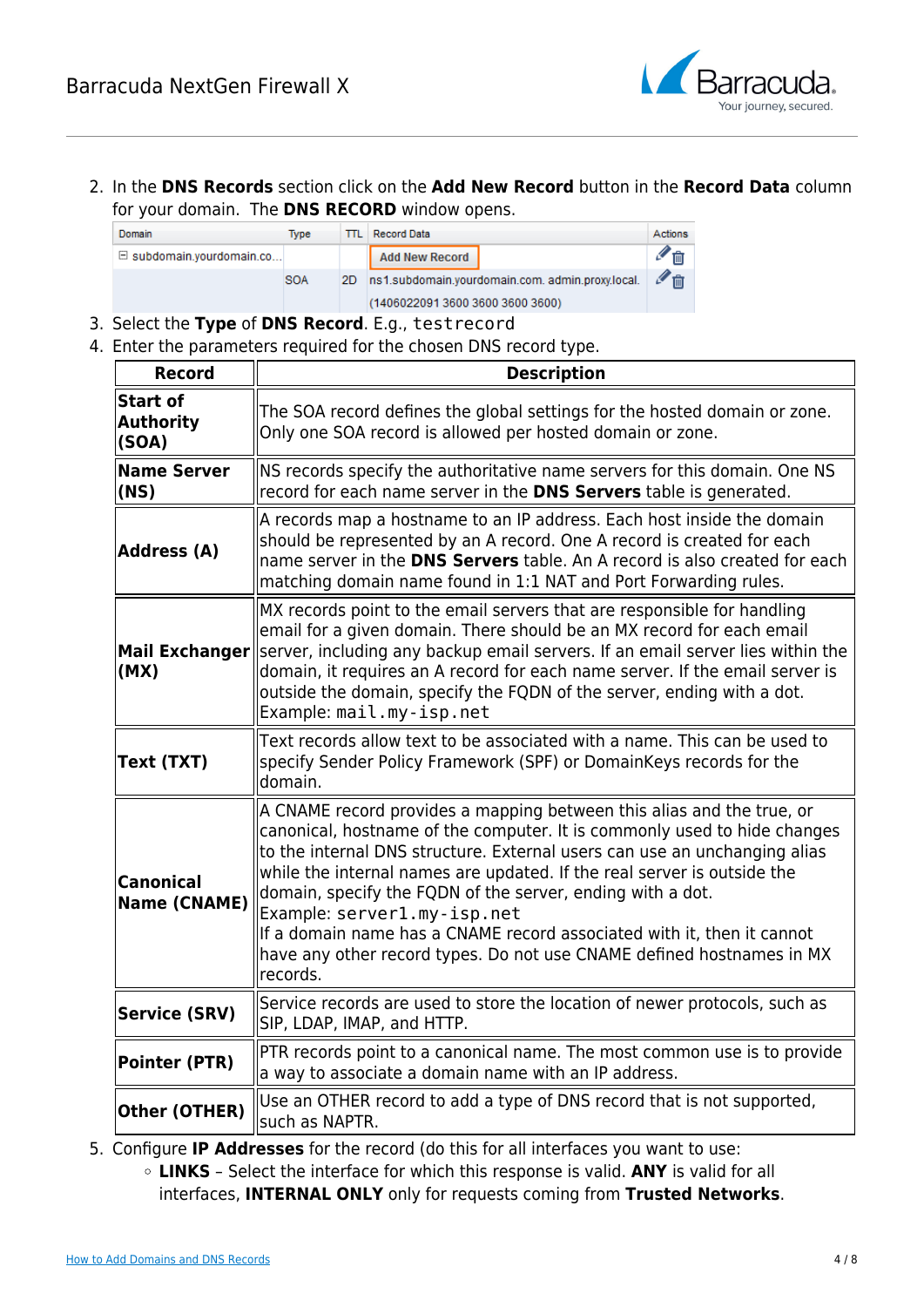2. In the **DNS Records** section click on the **Add New Record** button in the **Record Data** column for your domain. The **DNS RECORD** window opens.

| Domain | Type | TTL | Record Data | Actions |
|---|---|---|---|---|
| ⊟ subdomain.yourdomain.co... | | | Add New Record | |
| | SOA | 2D | ns1.subdomain.yourdomain.com. admin.proxy.local. (1406022091 3600 3600 3600 3600) | |

3. Select the **Type** of **DNS Record**. E.g., `testrecord`
4. Enter the parameters required for the chosen DNS record type.

| Record | Description |
|---|---|
| **Start of Authority (SOA)** | The SOA record defines the global settings for the hosted domain or zone. Only one SOA record is allowed per hosted domain or zone. |
| **Name Server (NS)** | NS records specify the authoritative name servers for this domain. One NS record for each name server in the **DNS Servers** table is generated. |
| **Address (A)** | A records map a hostname to an IP address. Each host inside the domain should be represented by an A record. One A record is created for each name server in the **DNS Servers** table. An A record is also created for each matching domain name found in 1:1 NAT and Port Forwarding rules. |
| **Mail Exchanger (MX)** | MX records point to the email servers that are responsible for handling email for a given domain. There should be an MX record for each email server, including any backup email servers. If an email server lies within the domain, it requires an A record for each name server. If the email server is outside the domain, specify the FQDN of the server, ending with a dot. Example: `mail.my-isp.net` |
| **Text (TXT)** | Text records allow text to be associated with a name. This can be used to specify Sender Policy Framework (SPF) or DomainKeys records for the domain. |
| **Canonical Name (CNAME)** | A CNAME record provides a mapping between this alias and the true, or canonical, hostname of the computer. It is commonly used to hide changes to the internal DNS structure. External users can use an unchanging alias while the internal names are updated. If the real server is outside the domain, specify the FQDN of the server, ending with a dot. Example: `server1.my-isp.net` If a domain name has a CNAME record associated with it, then it cannot have any other record types. Do not use CNAME defined hostnames in MX records. |
| **Service (SRV)** | Service records are used to store the location of newer protocols, such as SIP, LDAP, IMAP, and HTTP. |
| **Pointer (PTR)** | PTR records point to a canonical name. The most common use is to provide a way to associate a domain name with an IP address. |
| **Other (OTHER)** | Use an OTHER record to add a type of DNS record that is not supported, such as NAPTR. |

5. Configure **IP Addresses** for the record (do this for all interfaces you want to use:
   - **LINKS** – Select the interface for which this response is valid. **ANY** is valid for all interfaces, **INTERNAL ONLY** only for requests coming from **Trusted Networks**.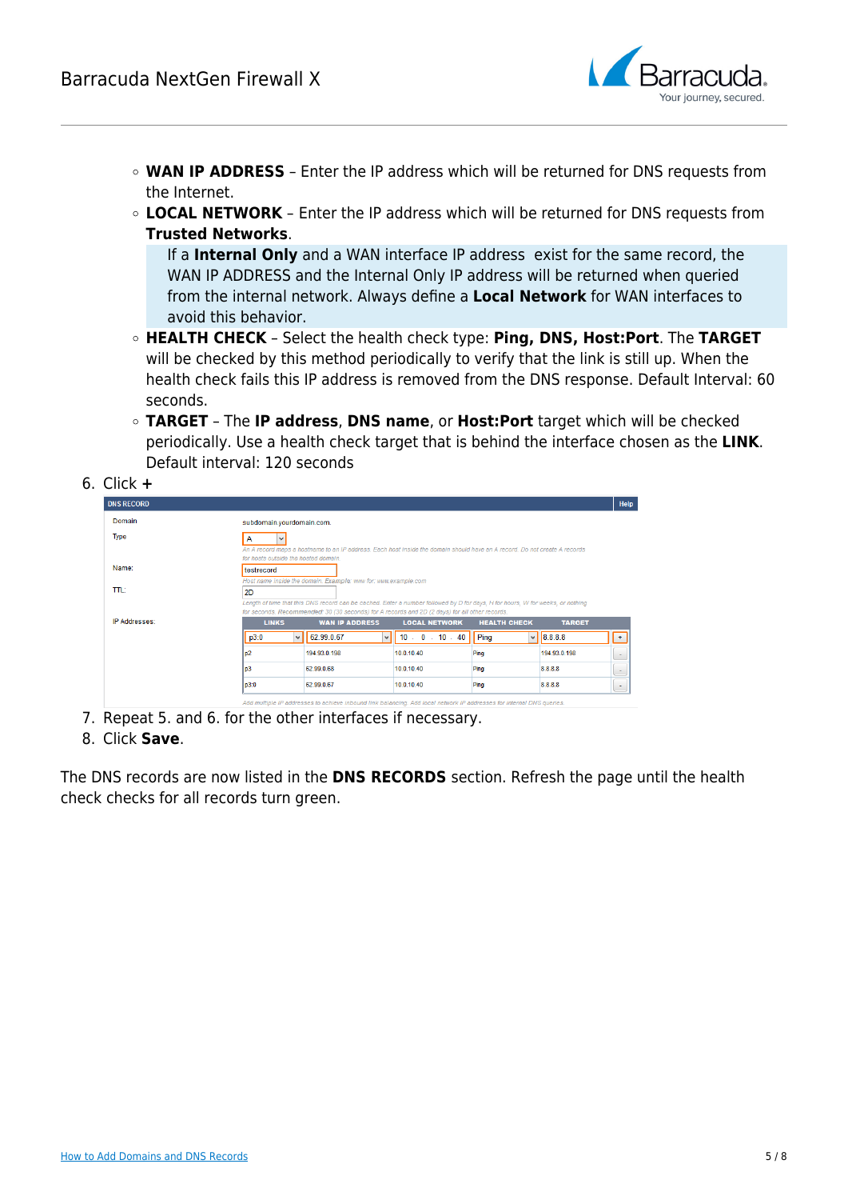- **WAN IP ADDRESS** – Enter the IP address which will be returned for DNS requests from the Internet.
- **LOCAL NETWORK** – Enter the IP address which will be returned for DNS requests from **Trusted Networks**.

  If a **Internal Only** and a WAN interface IP address exist for the same record, the WAN IP ADDRESS and the Internal Only IP address will be returned when queried from the internal network. Always define a **Local Network** for WAN interfaces to avoid this behavior.
- **HEALTH CHECK** – Select the health check type: **Ping, DNS, Host:Port**. The **TARGET** will be checked by this method periodically to verify that the link is still up. When the health check fails this IP address is removed from the DNS response. Default Interval: 60 seconds.
- **TARGET** – The **IP address**, **DNS name**, or **Host:Port** target which will be checked periodically. Use a health check target that is behind the interface chosen as the **LINK**. Default interval: 120 seconds

6. Click **+**

7. Repeat 5. and 6. for the other interfaces if necessary.
8. Click **Save**.

The DNS records are now listed in the **DNS RECORDS** section. Refresh the page until the health check checks for all records turn green.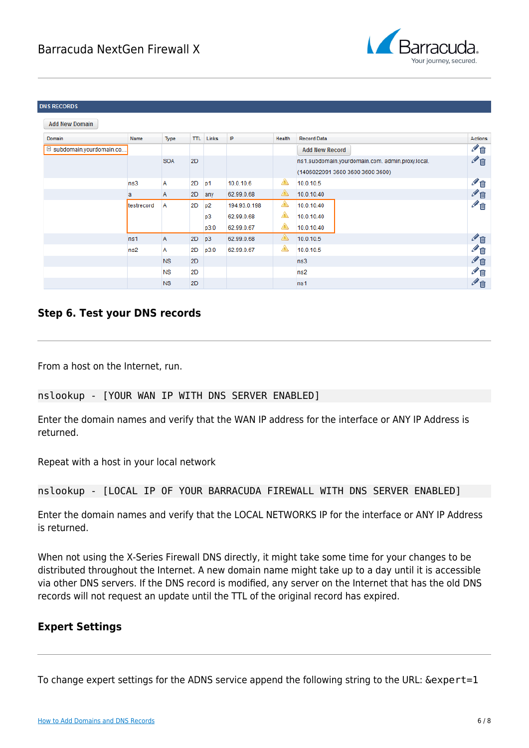DNS RECORDS

Add New Domain

| Domain | Name | Type | TTL | Links | IP | Health | Record Data | Actions |
|---|---|---|---|---|---|---|---|---|
| ⊟ subdomain.yourdomain.co... | | | | | | | Add New Record | |
| | | SOA | 2D | | | | ns1.subdomain.yourdomain.com. admin.proxy.local. (1406022091 3600 3600 3600 3600) | |
| | ns3 | A | 2D | p1 | 10.0.10.6 | ⚠ | 10.0.10.5 | |
| | a | A | 2D | any | 62.99.0.68 | ⚠ | 10.0.10.40 | |
| | testrecord | A | 2D | p2 | 194.93.0.198 | ⚠ | 10.0.10.40 | |
| | | | | p3 | 62.99.0.68 | ⚠ | 10.0.10.40 | |
| | | | | p3:0 | 62.99.0.67 | ⚠ | 10.0.10.40 | |
| | ns1 | A | 2D | p3 | 62.99.0.68 | ⚠ | 10.0.10.5 | |
| | ns2 | A | 2D | p3:0 | 62.99.0.67 | ⚠ | 10.0.10.5 | |
| | | NS | 2D | | | | ns3 | |
| | | NS | 2D | | | | ns2 | |
| | | NS | 2D | | | | ns1 | |

## Step 6. Test your DNS records

From a host on the Internet, run.

```
nslookup - [YOUR WAN IP WITH DNS SERVER ENABLED]
```

Enter the domain names and verify that the WAN IP address for the interface or ANY IP Address is returned.

Repeat with a host in your local network

```
nslookup - [LOCAL IP OF YOUR BARRACUDA FIREWALL WITH DNS SERVER ENABLED]
```

Enter the domain names and verify that the LOCAL NETWORKS IP for the interface or ANY IP Address is returned.

When not using the X-Series Firewall DNS directly, it might take some time for your changes to be distributed throughout the Internet. A new domain name might take up to a day until it is accessible via other DNS servers. If the DNS record is modified, any server on the Internet that has the old DNS records will not request an update until the TTL of the original record has expired.

## Expert Settings

To change expert settings for the ADNS service append the following string to the URL: `&expert=1`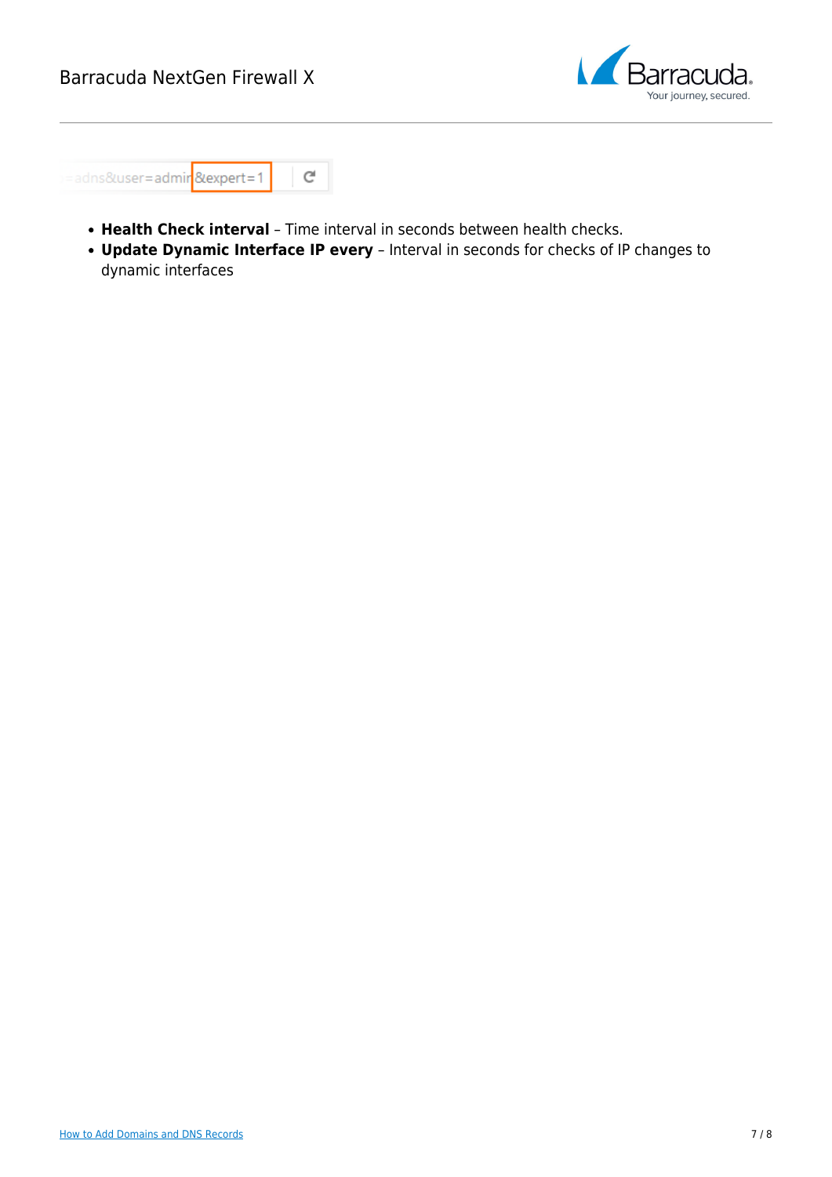- **Health Check interval** – Time interval in seconds between health checks.
- **Update Dynamic Interface IP every** – Interval in seconds for checks of IP changes to dynamic interfaces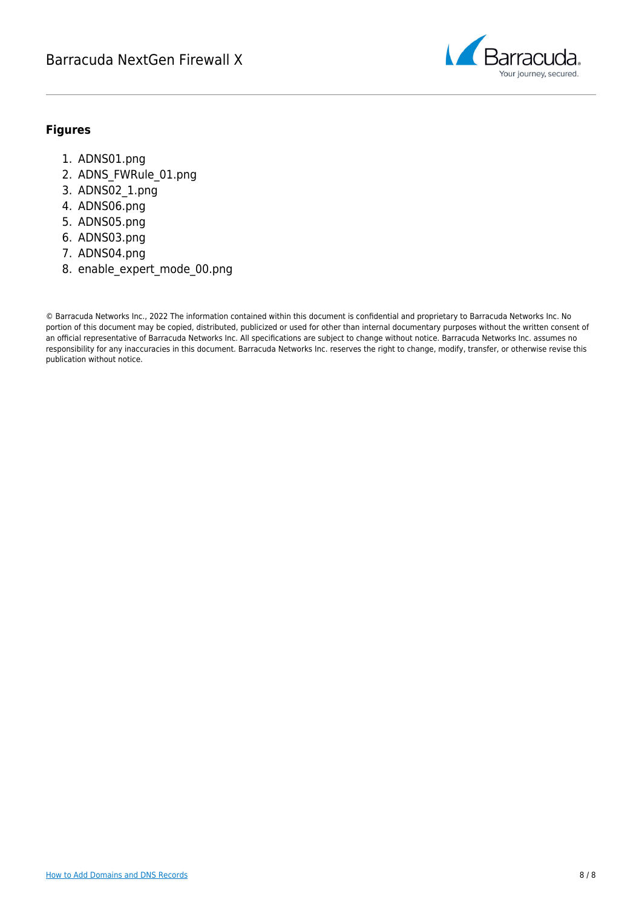### Figures

1. ADNS01.png
2. ADNS_FWRule_01.png
3. ADNS02_1.png
4. ADNS06.png
5. ADNS05.png
6. ADNS03.png
7. ADNS04.png
8. enable_expert_mode_00.png

© Barracuda Networks Inc., 2022 The information contained within this document is confidential and proprietary to Barracuda Networks Inc. No portion of this document may be copied, distributed, publicized or used for other than internal documentary purposes without the written consent of an official representative of Barracuda Networks Inc. All specifications are subject to change without notice. Barracuda Networks Inc. assumes no responsibility for any inaccuracies in this document. Barracuda Networks Inc. reserves the right to change, modify, transfer, or otherwise revise this publication without notice.